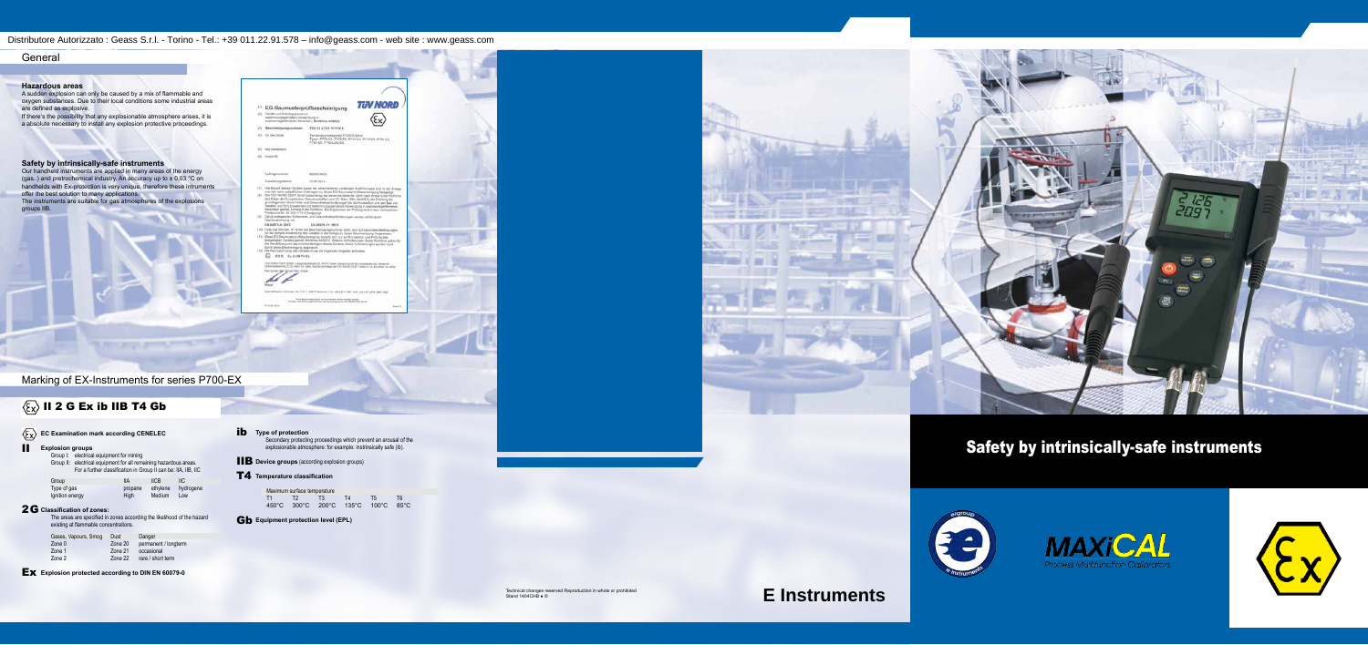Distributore Autorizzato : Geass S.r.l. - Torino - Tel.: +39 011.22.91.578 – info@geass.com - web site : www.geass.com

## General

### Hazardous areas

A sudden explosion can only be caused by a mix of flammable and oxygen substances. Due to their local conditions some industrial areas are defined as explosive.
If there's the possibility that any explosionable atmosphere arises, it is a absolute necessary to install any explosion protective proceedings.

### Safety by intrinsically-safe instruments

Our handheld instruments are applied in many areas of the energy (gas..) and petrochemical industry. An accuracy up to ± 0.03 °C on handhelds with Ex-protection is very unique, therefore these intruments offer the best solution to many applications.
The instruments are suitable for gas atmospheres of the explosions groups IIB.

## Marking of EX-Instruments for series P700-EX

**II 2 G Ex ib IIB T4 Gb**

**EC Examination mark according CENELEC**

**II Explosion groups**

Group I: electrical equipment for mining
Group II: electrical equipment for all remaining hazardous areas. For a further classification in Group II can be: IIA, IIB, IIC

| Group | IIA | IICB | IIC |
|---|---|---|---|
| Type of gas | propane | ethylene | hydrogene |
| Ignition energy | High | Medium | Low |

**2G Classification of zones:**

The areas are specified in zones according the likelihood of the hazard existing at flammable concentrations.

| Gases, Vapours, Smog | Dust | Danger |
|---|---|---|
| Zone 0 | Zone 20 | permanent / longterm |
| Zone 1 | Zone 21 | occasional |
| Zone 2 | Zone 22 | rare / short term |

**Ex Explosion protected according to DIN EN 60079-0**

**ib Type of protection**

Secondary protecting proceedings which prevent an arousal of the explosionable atmosphere: for example: instrinsically safe (ib).

**IIB Device groups** (according explosion groups)

**T4 Temperature classification**

| Maximum surface temperature | | | | | |
|---|---|---|---|---|---|
| T1 | T2 | T3 | T4 | T5 | T6 |
| 450°C | 300°C | 200°C | 135°C | 100°C | 85°C |

**Gb Equipment protection level (EPL)**

Technical changes reserved Reproduction in whole or prohibited
Stand 1404DHB ● ©

# Safety by intrinsically-safe instruments

MAXiCAL
Process Multifunction Calibrators

# E Instruments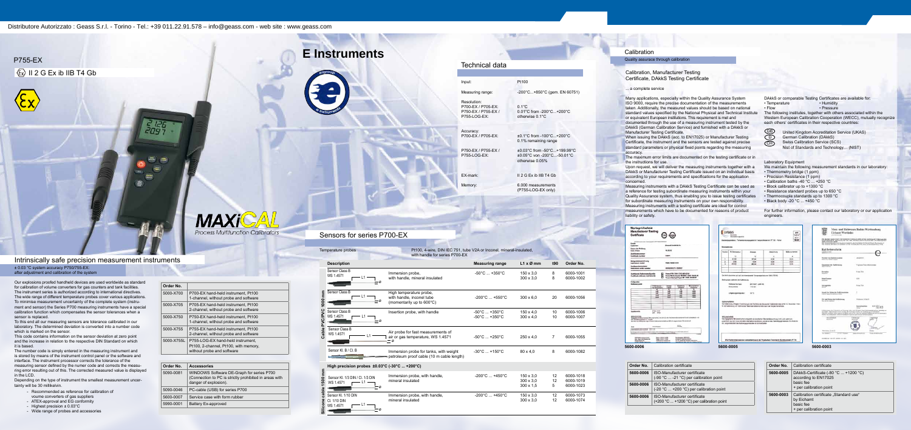Distributore Autorizzato : Geass S.r.l. - Torino - Tel.: +39 011.22.91.578 – info@geass.com - web site : www.geass.com

# E Instruments

## P755-EX

II 2 G Ex ib IIB T4 Gb

MAXICAL
Process Multifunction Calibrators

## Intrinsically safe precision measurement instruments

± 0.03 °C system accuracy P750/755-EX:
after adjustment and calibration of the system

Our explosions proofed handheld devices are used worldwide as standard for calibration of volume converters for gas counters and tank facilities. The instrument series is authorized according to international directives. The wide range of different temperature probes cover various applications. To minimise measurement uncertainty of the complete system (instrument and sensor) the Series P700 measuring instruments have a special calibration function which compensates the sensor tolerances when a sensor is replaced.

To this end all our measuring sensors are tolerance calibrated in our laboratory. The determined deviation is converted into a number code which is marked on the sensor.

This code contains information on the sensor deviation at zero point and the increase in relation to the respective DIN Standard on which it is based.

The number code is simply entered in the measuring instrument and is stored by means of the instrument control panel or the software and interface. The instrument processor corrects the tolerance of the measuring sensor defined by the number code and corrects the measuring error resulting out of this. The corrected measured value is displayed in the LCD.

Depending on the type of instrument the smallest measurement uncertainty will be 30 millikelvin.

- Recommended as reference for calibration of volume converters of gas suppliers
- ATEX-approval and EG conformity
- Highest precision ± 0.03°C
- Wide range of probes and accessories

| Order No. | |
|---|---|
| 5000-X700 | P700-EX hand-held instrument, Pt100 1-channel, without probe and software |
| 5000-X705 | P705-EX hand-held instrument, Pt100 2-channel, without probe and software |
| 5000-X750 | P750-EX hand-held instrument, Pt100 1-channel, without probe and software |
| 5000-X755 | P755-EX hand-held instrument, Pt100 2-channel, without probe and software |
| 5000-X755L | P755-LOG-EX hand-held instrument, Pt100, 2-channel, Pt100, with memory, without probe and software |

| Order No. | Accessories |
|---|---|
| 5090-0081 | WINDOWS Software DE-Graph for series P700 (Connection to PC is strictly prohibited in areas with danger of explosion). |
| 5090-0046 | PC-cable (USB) for series P700 |
| 5600-0007 | Service case with form rubber |
| 5990-0001 | Battery Ex-approved |

## Technical data

| | |
|---|---|
| Input: | Pt100 |
| Measuring range: | -200°C...+850°C (gem. EN 60751) |
| Resolution: P700-EX / P705-EX: | 0.1°C |
| P750-EX / P755-EX / P755-LOG-EX: | 0.01°C from -200°C...+200°C otherwise 0.1°C |
| Accuracy: P700-EX / P705-EX: | ±0.1°C from -100°C...+200°C 0.1% remaining range |
| P750-EX / P755-EX / P755-LOG-EX: | ±0.03°C from -50°C...+199.99°C ±0.05°C von -200°C...-50.01°C otherwise 0.05% |
| EX-mark: | II 2 G Ex ib IIB T4 Gb |
| Memory: | 6.000 measurements (P755-LOG-EX only) |

## Sensors for series P700-EX

Temperature probes: Pt100, 4-wire, DIN IEC 751, tube V2A or Inconel, mineral-insulated, with handle for series P700-EX

| Cable | Sensor | Description | Measuring range | L1 x Ø mm | t90 | Order No. |
|---|---|---|---|---|---|---|
| Cable PVC/PVC 5000 mm | Sensor Class B WS 1.4571 | Immersion probe, with handle, mineral insulated | -50°C ... +350°C | 150 x 3,0<br>300 x 3,0 | 8<br>8 | 6000-1001<br>6000-1002 |
| | Sensor Class B | High temperature probe, with handle, inconel tube (momentarily up to 600°C) | -200°C ... +550°C | 300 x 6,0 | 20 | 6000-1056 |
| | Sensor Class B WS 1.4571 | Insertion probe, with handle | -50°C ... +350°C<br>-50°C ... +350°C | 150 x 4,0<br>300 x 4,0 | 10<br>10 | 6000-1006<br>6000-1007 |
| | Sensor Class B WS 1.4571 | Air probe for fast measurements of air or gas temperature, WS 1.4571 | -50°C ... +250°C | 250 x 4,0 | 7 | 6000-1055 |
| | Sensor Kl. B / Cl. B | Immersion probe for tanks, with weight petroleum proof cable (10 m cable length) | -30°C ... +150°C | 80 x 4,0 | 8 | 6000-1082 |
| **High precision probes ±0.03°C (-30°C ... +200°C)** | | | | | | |
| Silicone cable 1500 mm | Sensor Kl. 1/3 DIN / Cl. 1/3 DIN WS 1.4571 | Immersion probe, with handle, mineral insulated | -200°C ... +450°C | 150 x 3,0<br>300 x 3,0<br>300 x 1,5 | 12<br>12<br>5 | 6000-1018<br>6000-1019<br>6000-1023 |
| | Sensor Kl. 1/10 DIN Cl. 1/10 DIN WS 1.4571 | Immersion probe, with handle, mineral insulated | -200°C ... +450°C | 150 x 3,0<br>300 x 3,0 | 12<br>12 | 6000-1073<br>6000-1074 |

## Calibration

Quality assurance through calibration

### Calibration, Manufacturer Testing Certificate, DAkkS Testing Certificate

... a complete service

Many applications, especially within the Quality Assurance System ISO 9000, require the precise documentation of the measurements taken. Additionally, the measured values should be based on national standard values specified by the National Physical and Technical Institute or equivalent European institutions. This requirement is met and documented through the use of a measuring instrument tested by the DAkkS (German Calibration Service) and furnished with a DAkkS or Manufacturer Testing Certificate.

When issuing the DAkkS (acc. to EN17025) or Manufacturer Testing Certificate, the instrument and the sensors are tested against precise standard parameters or physical fixed points regarding the measuring accuracy.

The maximum error limits are documented on the testing certificate or in the instructions for use.

Upon request, we will deliver the measuring instruments together with a DAkkS or Manufacturer Testing Certificate issued on an individual basis according to your requirements and specifications for the application concerned.

Measuring instruments with a DAkkS Testing Certificate can be used as a reference for testing subordinate measuring instruments within your Quality Assurance system, thus enabling you to issue testing certificates for subordinate measuring instruments on your own responsibility.

Measuring instruments with a testing certificate are ideal for control measurements which have to be documented for reasons of product liability or safety.

DAkkS or comparable Testing Certificates are available for:

- Temperature
- Humidity
- Flow
- Pressure

The following institutes, together with others associated within the Western European Calibration Cooperation (WECC), mutually recognize each others' certificates in their respective countries:

- GB: United Kingdom Accreditation Service (UKAS)
- D: German Calibration (DAkkS)
- CH: Swiss Calibration Service (SCS)
- Nist of Standards and Technology... (NIST)

### Laboratory Equipment

We maintain the following measurement standards in our laboratory:

- Thermometry bridge (1 ppm)
- Precision Resistance (1 ppm)
- Calibration baths -40 °C ... +250 °C
- Block calibrator up to +1300 °C
- Resistance standard probes up to 650 °C
- Thermocouple standards up to 1300 °C
- Black body -20 °C ... +450 °C

For further information, please contact our laboratory or our application engineers.

5600-0006

5600-0005

5600-0003

| Order No. | Calibration certificate |
|---|---|
| 5600-0006 | ISO-Manufacturer certificate (-90 °C ... -21 °C) per calibration point |
| 5600-0006 | ISO-Manufacturer certificate (-20 °C ... +200 °C) per calibration point |
| 5600-0006 | ISO-Manufacturer certificate (+200 °C ... +1200 °C) per calibration point |

| Order No. | Calibration certificate |
|---|---|
| 5600-0005 | DAkkS-Certificate (-80 °C ... +1200 °C) according to EN17025 basic fee + per calibration point |
| 5600-0003 | Calibration certificate „Standard use" by Eichamt basic fee + per calibration point |